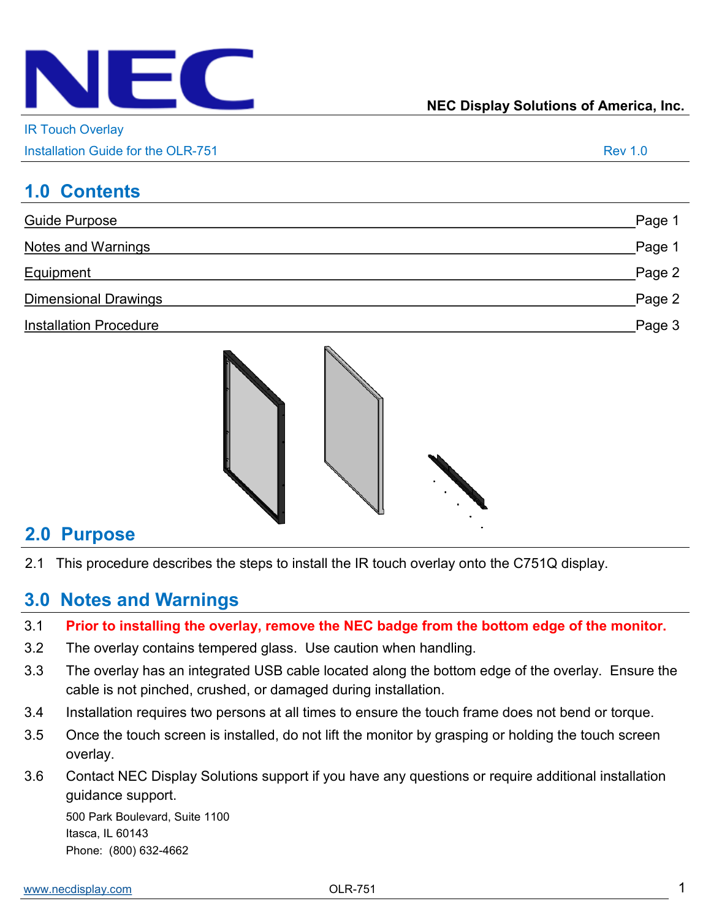**NEC Display Solutions of America, Inc.**

IR Touch Overlay

Installation Guide for the OLR-751 Rev 1.0

## 1.0 Contents

| | |
|---|---|
| Guide Purpose | Page 1 |
| Notes and Warnings | Page 1 |
| Equipment | Page 2 |
| Dimensional Drawings | Page 2 |
| Installation Procedure | Page 3 |

## 2.0 Purpose

2.1 This procedure describes the steps to install the IR touch overlay onto the C751Q display.

## 3.0 Notes and Warnings

3.1 **Prior to installing the overlay, remove the NEC badge from the bottom edge of the monitor.**

3.2 The overlay contains tempered glass. Use caution when handling.

3.3 The overlay has an integrated USB cable located along the bottom edge of the overlay. Ensure the cable is not pinched, crushed, or damaged during installation.

3.4 Installation requires two persons at all times to ensure the touch frame does not bend or torque.

3.5 Once the touch screen is installed, do not lift the monitor by grasping or holding the touch screen overlay.

3.6 Contact NEC Display Solutions support if you have any questions or require additional installation guidance support.

500 Park Boulevard, Suite 1100
Itasca, IL 60143
Phone: (800) 632-4662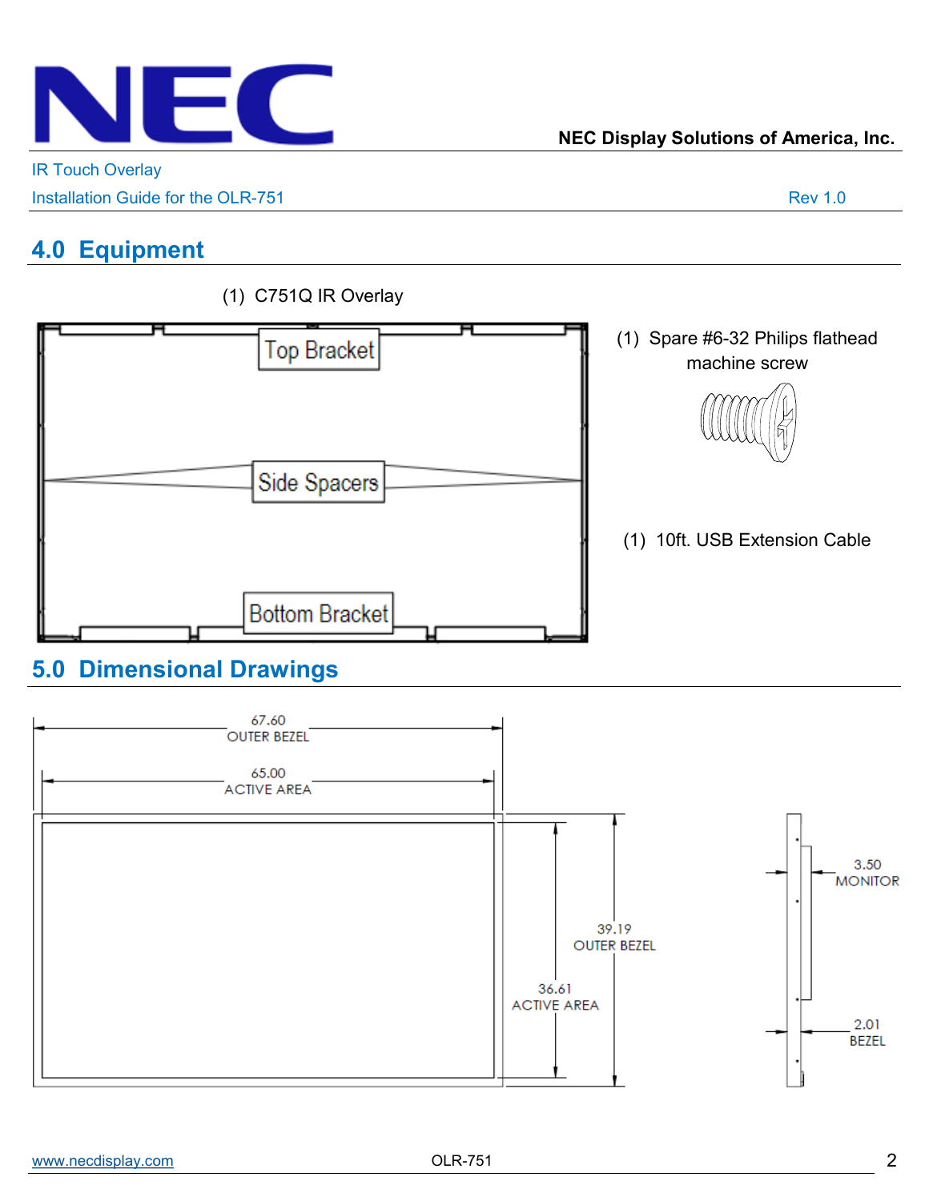## 4.0 Equipment

(1) C751Q IR Overlay

Top Bracket

Side Spacers

Bottom Bracket

(1) Spare #6-32 Philips flathead machine screw

(1) 10ft. USB Extension Cable

## 5.0 Dimensional Drawings

67.60 OUTER BEZEL

65.00 ACTIVE AREA

39.19 OUTER BEZEL

36.61 ACTIVE AREA

3.50 MONITOR

2.01 BEZEL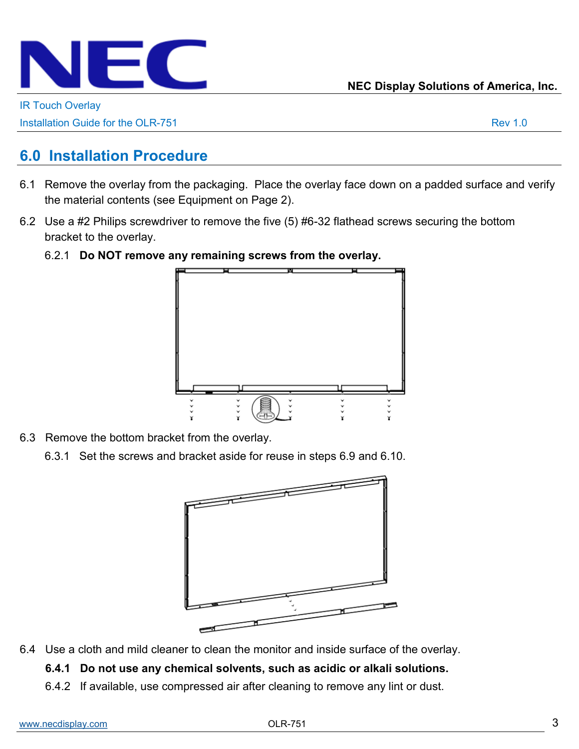## 6.0 Installation Procedure

6.1 Remove the overlay from the packaging. Place the overlay face down on a padded surface and verify the material contents (see Equipment on Page 2).

6.2 Use a #2 Philips screwdriver to remove the five (5) #6-32 flathead screws securing the bottom bracket to the overlay.

6.2.1 **Do NOT remove any remaining screws from the overlay.**

6.3 Remove the bottom bracket from the overlay.

6.3.1 Set the screws and bracket aside for reuse in steps 6.9 and 6.10.

6.4 Use a cloth and mild cleaner to clean the monitor and inside surface of the overlay.

**6.4.1 Do not use any chemical solvents, such as acidic or alkali solutions.**

6.4.2 If available, use compressed air after cleaning to remove any lint or dust.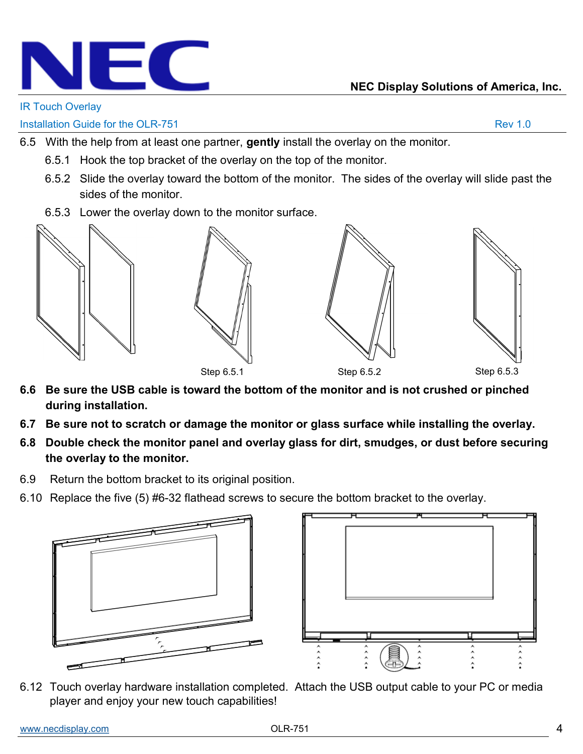6.5 With the help from at least one partner, **gently** install the overlay on the monitor.

- 6.5.1 Hook the top bracket of the overlay on the top of the monitor.
- 6.5.2 Slide the overlay toward the bottom of the monitor. The sides of the overlay will slide past the sides of the monitor.
- 6.5.3 Lower the overlay down to the monitor surface.

Step 6.5.1

Step 6.5.2

Step 6.5.3

**6.6 Be sure the USB cable is toward the bottom of the monitor and is not crushed or pinched during installation.**

**6.7 Be sure not to scratch or damage the monitor or glass surface while installing the overlay.**

**6.8 Double check the monitor panel and overlay glass for dirt, smudges, or dust before securing the overlay to the monitor.**

6.9 Return the bottom bracket to its original position.

6.10 Replace the five (5) #6-32 flathead screws to secure the bottom bracket to the overlay.

6.12 Touch overlay hardware installation completed. Attach the USB output cable to your PC or media player and enjoy your new touch capabilities!